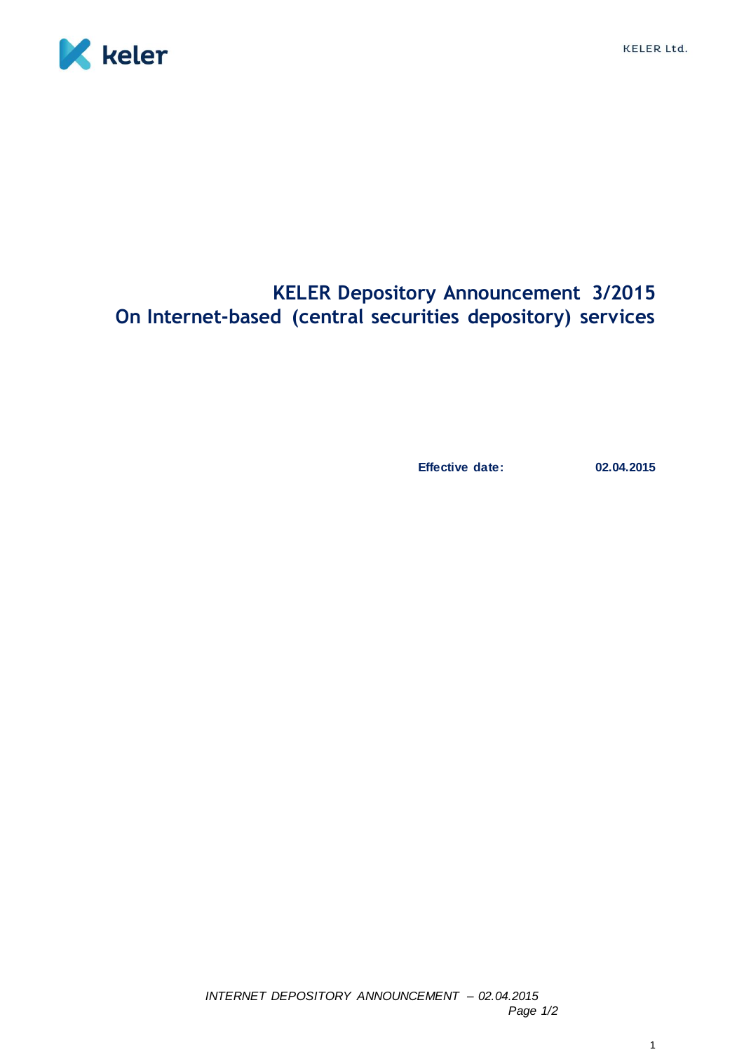# KELER Depository Announcement 3/2015
# On Internet-based (central securities depository) services

**Effective date:** **02.04.2015**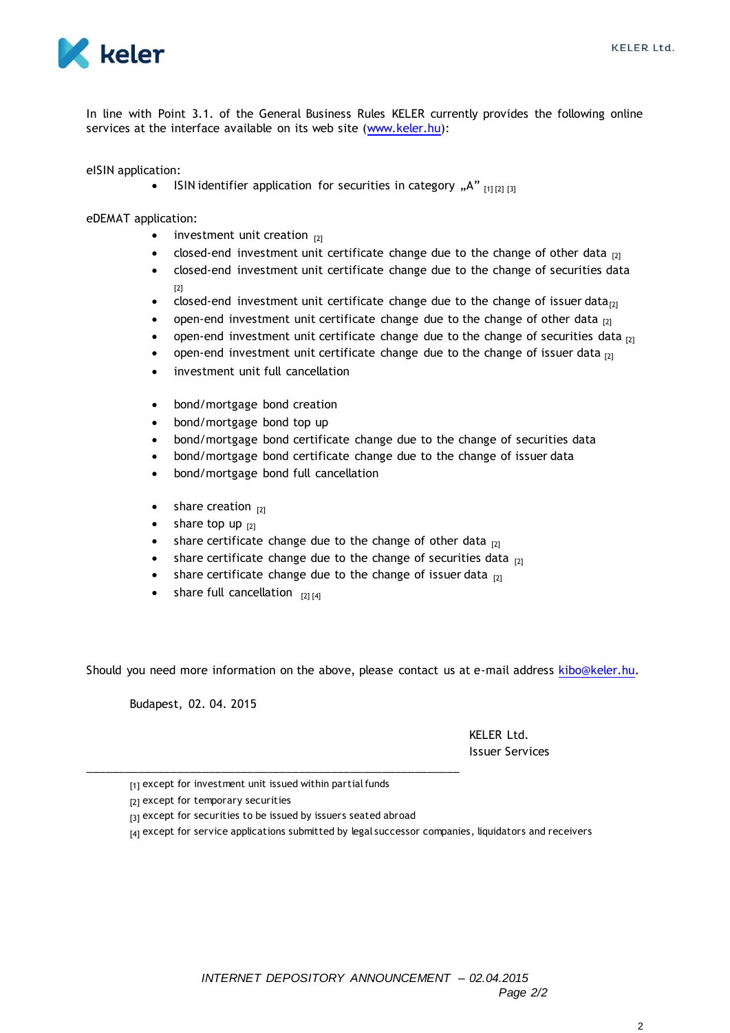In line with Point 3.1. of the General Business Rules KELER currently provides the following online services at the interface available on its web site (www.keler.hu):

eISIN application:

- ISIN identifier application for securities in category „A” [1] [2] [3]

eDEMAT application:

- investment unit creation [2]
- closed-end investment unit certificate change due to the change of other data [2]
- closed-end investment unit certificate change due to the change of securities data [2]
- closed-end investment unit certificate change due to the change of issuer data [2]
- open-end investment unit certificate change due to the change of other data [2]
- open-end investment unit certificate change due to the change of securities data [2]
- open-end investment unit certificate change due to the change of issuer data [2]
- investment unit full cancellation

- bond/mortgage bond creation
- bond/mortgage bond top up
- bond/mortgage bond certificate change due to the change of securities data
- bond/mortgage bond certificate change due to the change of issuer data
- bond/mortgage bond full cancellation

- share creation [2]
- share top up [2]
- share certificate change due to the change of other data [2]
- share certificate change due to the change of securities data [2]
- share certificate change due to the change of issuer data [2]
- share full cancellation [2] [4]

Should you need more information on the above, please contact us at e-mail address kibo@keler.hu.

Budapest, 02. 04. 2015

KELER Ltd.
Issuer Services

---

[1] except for investment unit issued within partial funds

[2] except for temporary securities

[3] except for securities to be issued by issuers seated abroad

[4] except for service applications submitted by legal successor companies, liquidators and receivers